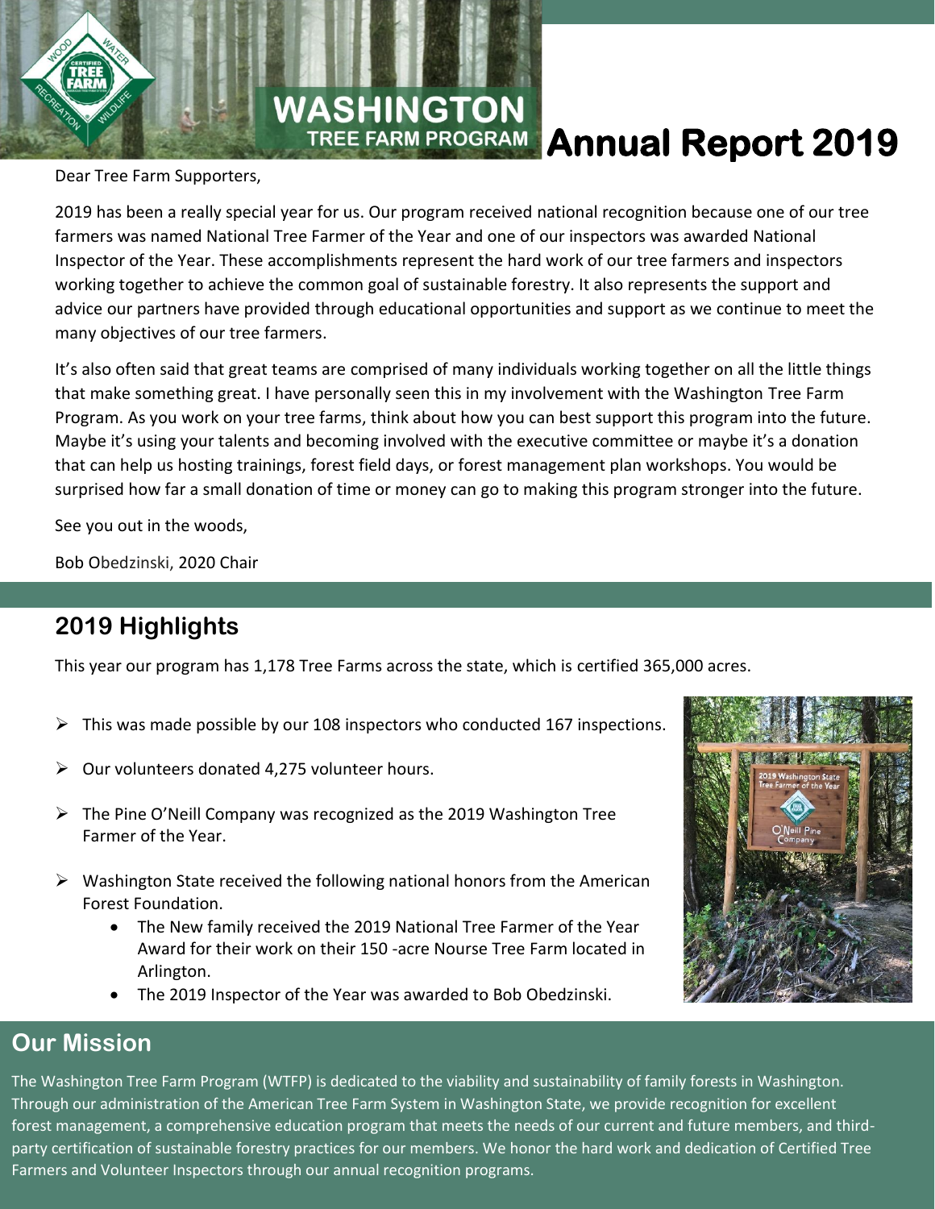# WASHINGTON TREE FARM PROGRAM Annual Report 2019

Dear Tree Farm Supporters,

2019 has been a really special year for us. Our program received national recognition because one of our tree farmers was named National Tree Farmer of the Year and one of our inspectors was awarded National Inspector of the Year. These accomplishments represent the hard work of our tree farmers and inspectors working together to achieve the common goal of sustainable forestry. It also represents the support and advice our partners have provided through educational opportunities and support as we continue to meet the many objectives of our tree farmers.

It's also often said that great teams are comprised of many individuals working together on all the little things that make something great. I have personally seen this in my involvement with the Washington Tree Farm Program. As you work on your tree farms, think about how you can best support this program into the future. Maybe it's using your talents and becoming involved with the executive committee or maybe it's a donation that can help us hosting trainings, forest field days, or forest management plan workshops. You would be surprised how far a small donation of time or money can go to making this program stronger into the future.

See you out in the woods,

Bob Obedzinski, 2020 Chair

## 2019 Highlights

This year our program has 1,178 Tree Farms across the state, which is certified 365,000 acres.

- This was made possible by our 108 inspectors who conducted 167 inspections.
- Our volunteers donated 4,275 volunteer hours.
- The Pine O'Neill Company was recognized as the 2019 Washington Tree Farmer of the Year.
- Washington State received the following national honors from the American Forest Foundation.
  - The New family received the 2019 National Tree Farmer of the Year Award for their work on their 150 -acre Nourse Tree Farm located in Arlington.
  - The 2019 Inspector of the Year was awarded to Bob Obedzinski.

## Our Mission

The Washington Tree Farm Program (WTFP) is dedicated to the viability and sustainability of family forests in Washington. Through our administration of the American Tree Farm System in Washington State, we provide recognition for excellent forest management, a comprehensive education program that meets the needs of our current and future members, and third-party certification of sustainable forestry practices for our members. We honor the hard work and dedication of Certified Tree Farmers and Volunteer Inspectors through our annual recognition programs.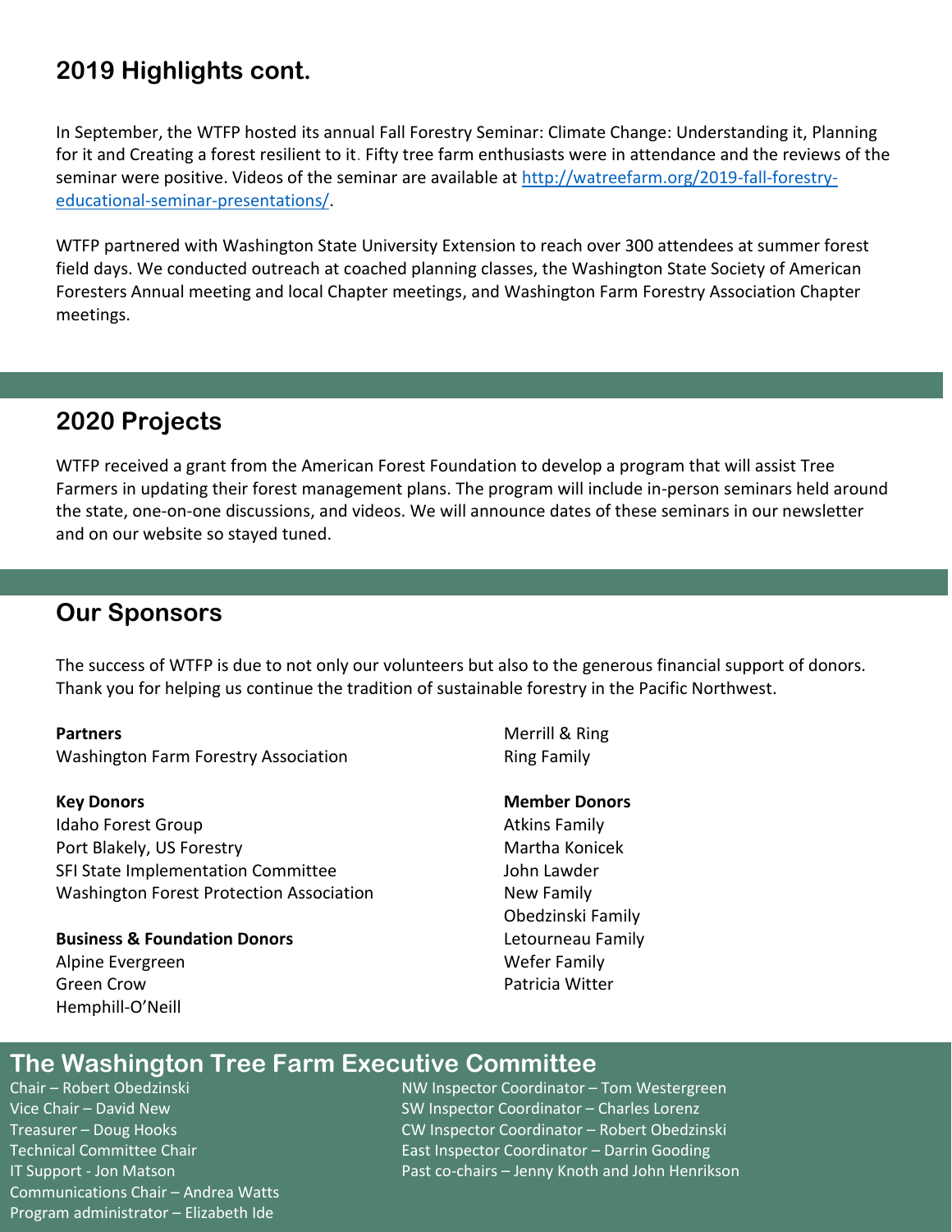## 2019 Highlights cont.

In September, the WTFP hosted its annual Fall Forestry Seminar: Climate Change: Understanding it, Planning for it and Creating a forest resilient to it. Fifty tree farm enthusiasts were in attendance and the reviews of the seminar were positive. Videos of the seminar are available at [http://watreefarm.org/2019-fall-forestry-educational-seminar-presentations/](http://watreefarm.org/2019-fall-forestry-educational-seminar-presentations/).

WTFP partnered with Washington State University Extension to reach over 300 attendees at summer forest field days. We conducted outreach at coached planning classes, the Washington State Society of American Foresters Annual meeting and local Chapter meetings, and Washington Farm Forestry Association Chapter meetings.

## 2020 Projects

WTFP received a grant from the American Forest Foundation to develop a program that will assist Tree Farmers in updating their forest management plans. The program will include in-person seminars held around the state, one-on-one discussions, and videos. We will announce dates of these seminars in our newsletter and on our website so stayed tuned.

## Our Sponsors

The success of WTFP is due to not only our volunteers but also to the generous financial support of donors. Thank you for helping us continue the tradition of sustainable forestry in the Pacific Northwest.

**Partners**
Washington Farm Forestry Association

**Key Donors**
Idaho Forest Group
Port Blakely, US Forestry
SFI State Implementation Committee
Washington Forest Protection Association

**Business & Foundation Donors**
Alpine Evergreen
Green Crow
Hemphill-O'Neill
Merrill & Ring
Ring Family

**Member Donors**
Atkins Family
Martha Konicek
John Lawder
New Family
Obedzinski Family
Letourneau Family
Wefer Family
Patricia Witter

## The Washington Tree Farm Executive Committee

Chair – Robert Obedzinski
Vice Chair – David New
Treasurer – Doug Hooks
Technical Committee Chair
IT Support - Jon Matson
Communications Chair – Andrea Watts
Program administrator – Elizabeth Ide
NW Inspector Coordinator – Tom Westergreen
SW Inspector Coordinator – Charles Lorenz
CW Inspector Coordinator – Robert Obedzinski
East Inspector Coordinator – Darrin Gooding
Past co-chairs – Jenny Knoth and John Henrikson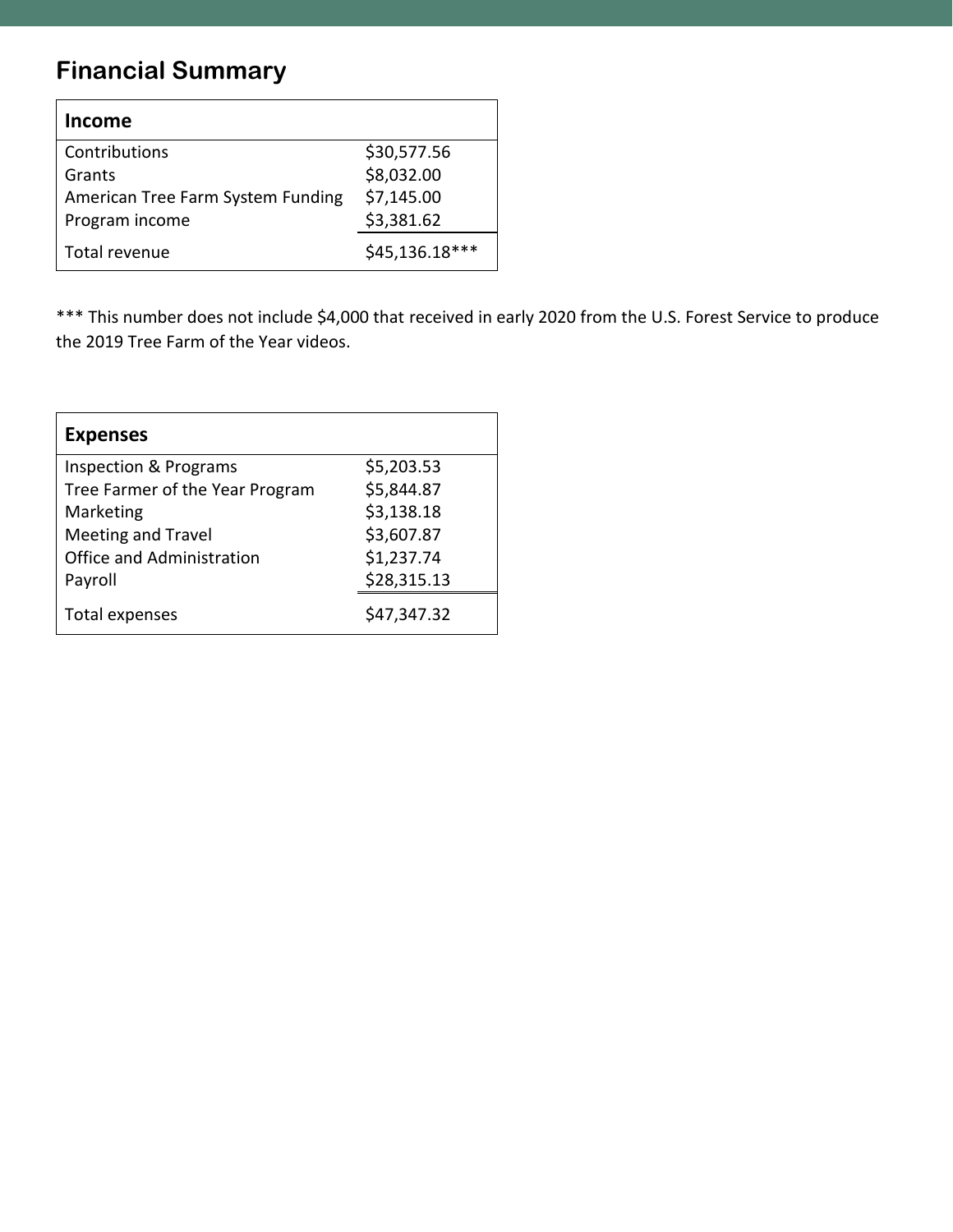## Financial Summary

| Income | |
|---|---|
| Contributions | $30,577.56 |
| Grants | $8,032.00 |
| American Tree Farm System Funding | $7,145.00 |
| Program income | $3,381.62 |
| Total revenue | $45,136.18*** |

*** This number does not include $4,000 that received in early 2020 from the U.S. Forest Service to produce the 2019 Tree Farm of the Year videos.

| Expenses | |
|---|---|
| Inspection & Programs | $5,203.53 |
| Tree Farmer of the Year Program | $5,844.87 |
| Marketing | $3,138.18 |
| Meeting and Travel | $3,607.87 |
| Office and Administration | $1,237.74 |
| Payroll | $28,315.13 |
| Total expenses | $47,347.32 |